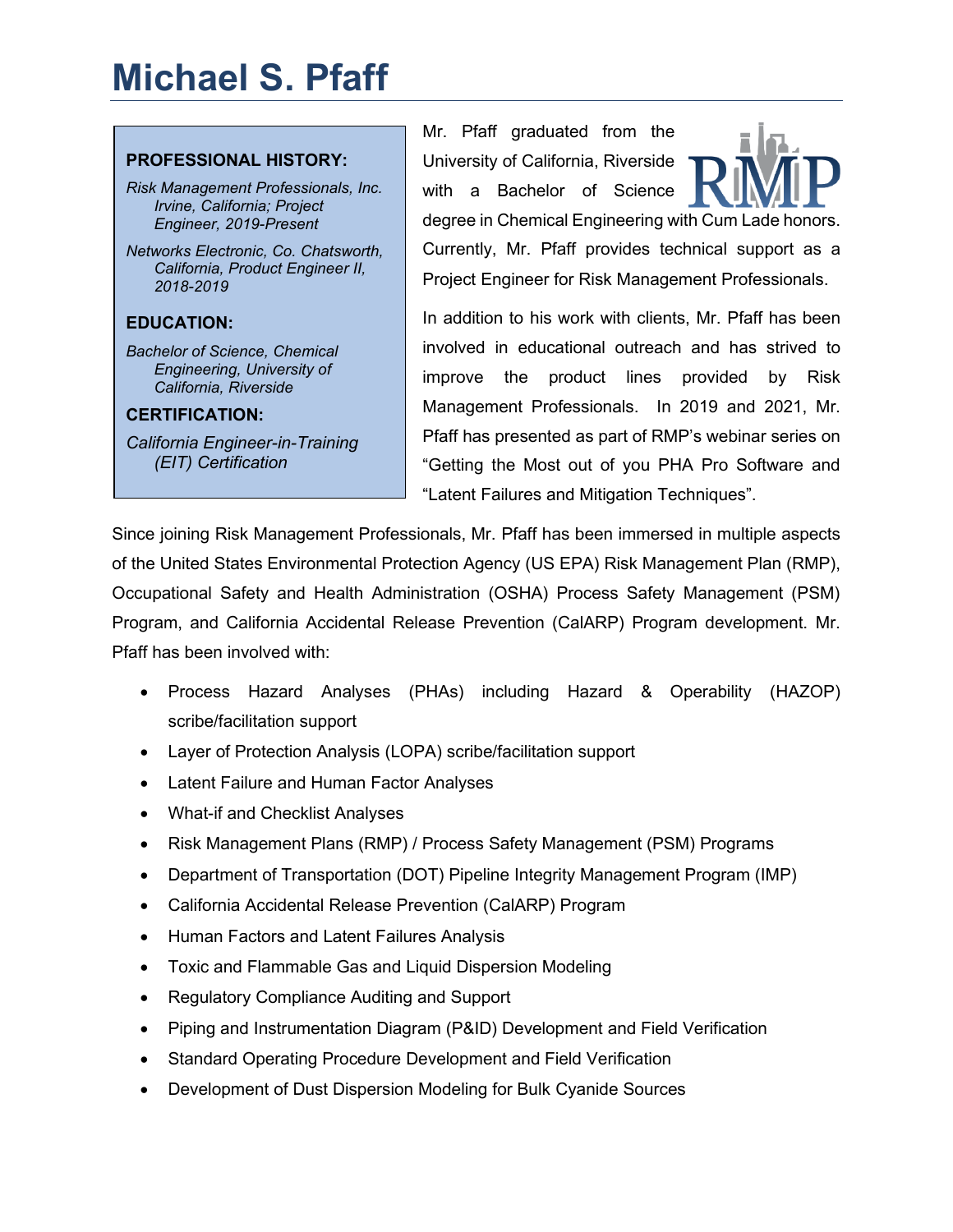# Michael S. Pfaff

**PROFESSIONAL HISTORY:**

*Risk Management Professionals, Inc. Irvine, California; Project Engineer, 2019-Present*

*Networks Electronic, Co. Chatsworth, California, Product Engineer II, 2018-2019*

**EDUCATION:**

*Bachelor of Science, Chemical Engineering, University of California, Riverside*

**CERTIFICATION:**

*California Engineer-in-Training (EIT) Certification*

Mr. Pfaff graduated from the University of California, Riverside with a Bachelor of Science degree in Chemical Engineering with Cum Lade honors. Currently, Mr. Pfaff provides technical support as a Project Engineer for Risk Management Professionals.

In addition to his work with clients, Mr. Pfaff has been involved in educational outreach and has strived to improve the product lines provided by Risk Management Professionals. In 2019 and 2021, Mr. Pfaff has presented as part of RMP's webinar series on "Getting the Most out of you PHA Pro Software and "Latent Failures and Mitigation Techniques".

Since joining Risk Management Professionals, Mr. Pfaff has been immersed in multiple aspects of the United States Environmental Protection Agency (US EPA) Risk Management Plan (RMP), Occupational Safety and Health Administration (OSHA) Process Safety Management (PSM) Program, and California Accidental Release Prevention (CalARP) Program development. Mr. Pfaff has been involved with:

- Process Hazard Analyses (PHAs) including Hazard & Operability (HAZOP) scribe/facilitation support
- Layer of Protection Analysis (LOPA) scribe/facilitation support
- Latent Failure and Human Factor Analyses
- What-if and Checklist Analyses
- Risk Management Plans (RMP) / Process Safety Management (PSM) Programs
- Department of Transportation (DOT) Pipeline Integrity Management Program (IMP)
- California Accidental Release Prevention (CalARP) Program
- Human Factors and Latent Failures Analysis
- Toxic and Flammable Gas and Liquid Dispersion Modeling
- Regulatory Compliance Auditing and Support
- Piping and Instrumentation Diagram (P&ID) Development and Field Verification
- Standard Operating Procedure Development and Field Verification
- Development of Dust Dispersion Modeling for Bulk Cyanide Sources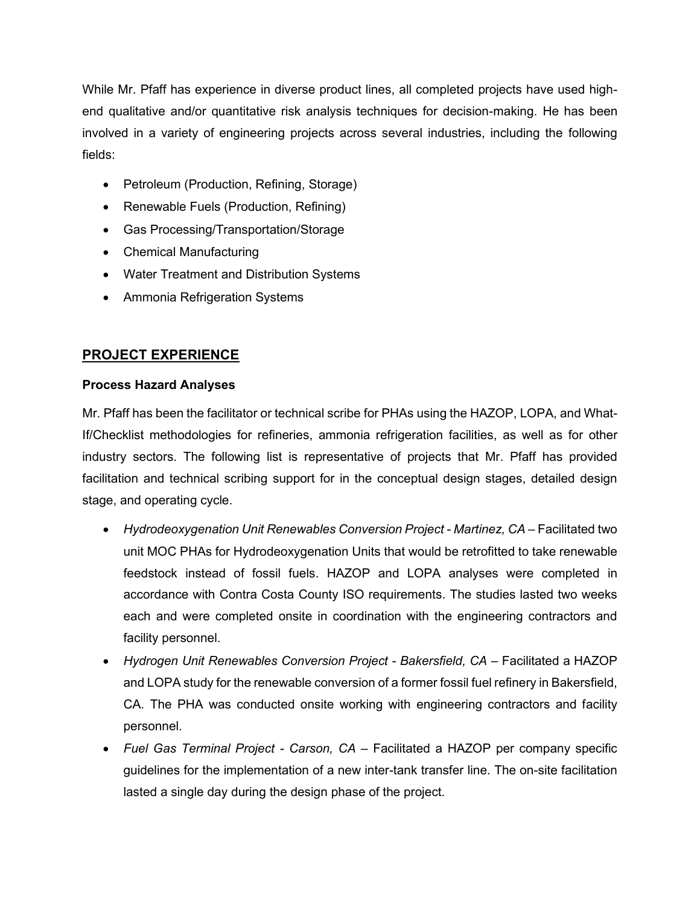While Mr. Pfaff has experience in diverse product lines, all completed projects have used high-end qualitative and/or quantitative risk analysis techniques for decision-making. He has been involved in a variety of engineering projects across several industries, including the following fields:

- Petroleum (Production, Refining, Storage)
- Renewable Fuels (Production, Refining)
- Gas Processing/Transportation/Storage
- Chemical Manufacturing
- Water Treatment and Distribution Systems
- Ammonia Refrigeration Systems

## PROJECT EXPERIENCE

### Process Hazard Analyses

Mr. Pfaff has been the facilitator or technical scribe for PHAs using the HAZOP, LOPA, and What-If/Checklist methodologies for refineries, ammonia refrigeration facilities, as well as for other industry sectors. The following list is representative of projects that Mr. Pfaff has provided facilitation and technical scribing support for in the conceptual design stages, detailed design stage, and operating cycle.

- *Hydrodeoxygenation Unit Renewables Conversion Project - Martinez, CA* – Facilitated two unit MOC PHAs for Hydrodeoxygenation Units that would be retrofitted to take renewable feedstock instead of fossil fuels. HAZOP and LOPA analyses were completed in accordance with Contra Costa County ISO requirements. The studies lasted two weeks each and were completed onsite in coordination with the engineering contractors and facility personnel.
- *Hydrogen Unit Renewables Conversion Project - Bakersfield, CA* – Facilitated a HAZOP and LOPA study for the renewable conversion of a former fossil fuel refinery in Bakersfield, CA. The PHA was conducted onsite working with engineering contractors and facility personnel.
- *Fuel Gas Terminal Project - Carson, CA* – Facilitated a HAZOP per company specific guidelines for the implementation of a new inter-tank transfer line. The on-site facilitation lasted a single day during the design phase of the project.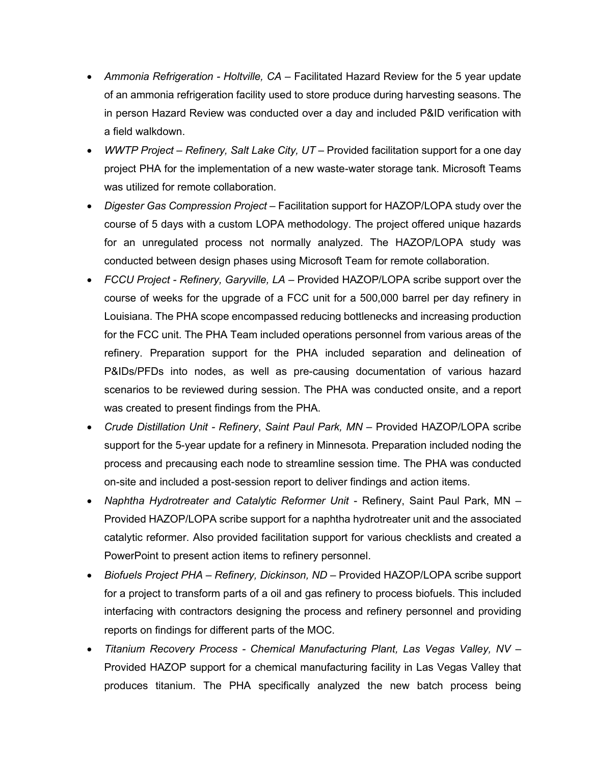- *Ammonia Refrigeration - Holtville, CA* – Facilitated Hazard Review for the 5 year update of an ammonia refrigeration facility used to store produce during harvesting seasons. The in person Hazard Review was conducted over a day and included P&ID verification with a field walkdown.
- *WWTP Project – Refinery, Salt Lake City, UT* – Provided facilitation support for a one day project PHA for the implementation of a new waste-water storage tank. Microsoft Teams was utilized for remote collaboration.
- *Digester Gas Compression Project* – Facilitation support for HAZOP/LOPA study over the course of 5 days with a custom LOPA methodology. The project offered unique hazards for an unregulated process not normally analyzed. The HAZOP/LOPA study was conducted between design phases using Microsoft Team for remote collaboration.
- *FCCU Project - Refinery, Garyville, LA* – Provided HAZOP/LOPA scribe support over the course of weeks for the upgrade of a FCC unit for a 500,000 barrel per day refinery in Louisiana. The PHA scope encompassed reducing bottlenecks and increasing production for the FCC unit. The PHA Team included operations personnel from various areas of the refinery. Preparation support for the PHA included separation and delineation of P&IDs/PFDs into nodes, as well as pre-causing documentation of various hazard scenarios to be reviewed during session. The PHA was conducted onsite, and a report was created to present findings from the PHA.
- *Crude Distillation Unit - Refinery*, *Saint Paul Park, MN* – Provided HAZOP/LOPA scribe support for the 5-year update for a refinery in Minnesota. Preparation included noding the process and precausing each node to streamline session time. The PHA was conducted on-site and included a post-session report to deliver findings and action items.
- *Naphtha Hydrotreater and Catalytic Reformer Unit* - Refinery, Saint Paul Park, MN – Provided HAZOP/LOPA scribe support for a naphtha hydrotreater unit and the associated catalytic reformer. Also provided facilitation support for various checklists and created a PowerPoint to present action items to refinery personnel.
- *Biofuels Project PHA – Refinery, Dickinson, ND* – Provided HAZOP/LOPA scribe support for a project to transform parts of a oil and gas refinery to process biofuels. This included interfacing with contractors designing the process and refinery personnel and providing reports on findings for different parts of the MOC.
- *Titanium Recovery Process - Chemical Manufacturing Plant, Las Vegas Valley, NV* – Provided HAZOP support for a chemical manufacturing facility in Las Vegas Valley that produces titanium. The PHA specifically analyzed the new batch process being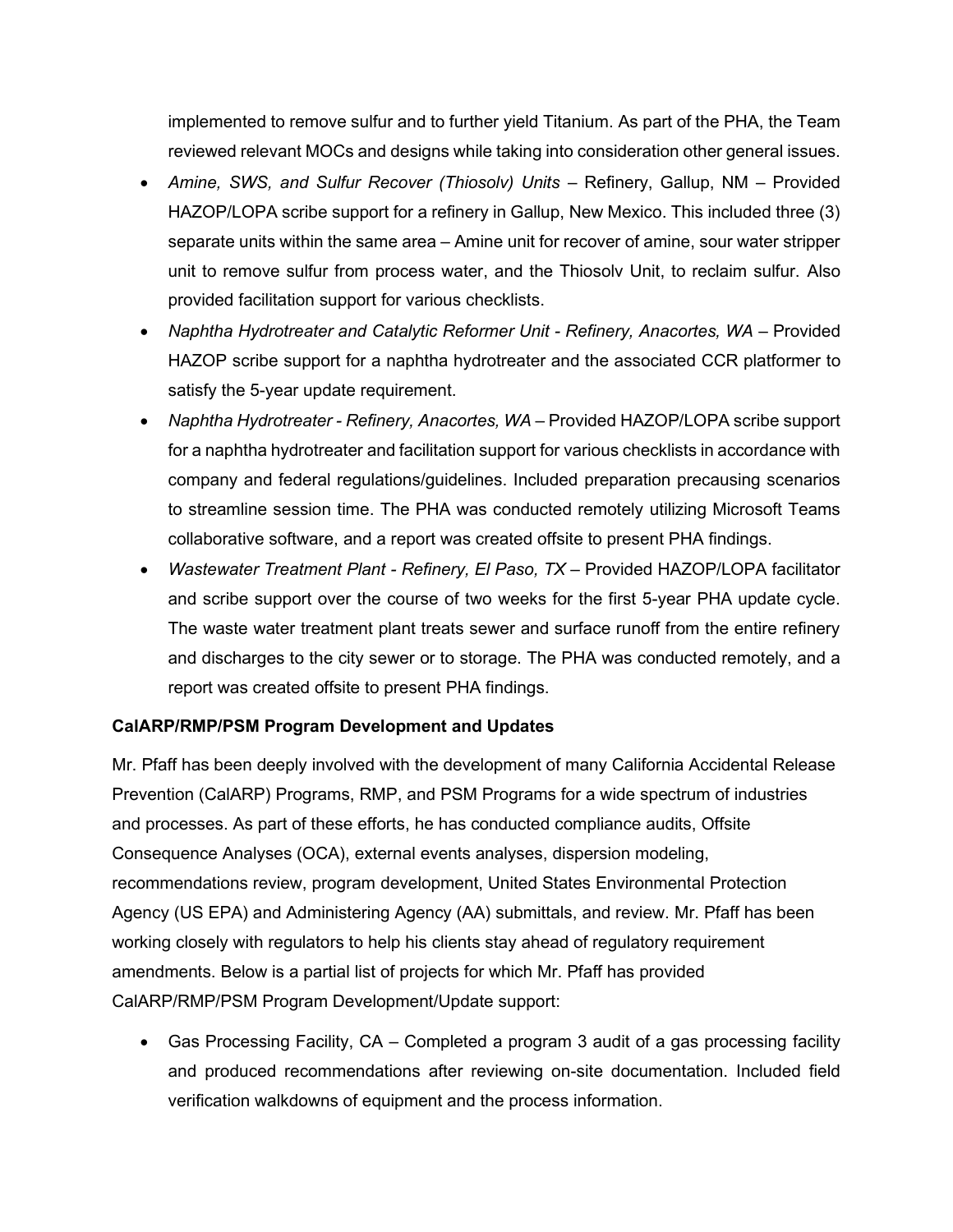implemented to remove sulfur and to further yield Titanium. As part of the PHA, the Team reviewed relevant MOCs and designs while taking into consideration other general issues.

- *Amine, SWS, and Sulfur Recover (Thiosolv) Units* – Refinery, Gallup, NM – Provided HAZOP/LOPA scribe support for a refinery in Gallup, New Mexico. This included three (3) separate units within the same area – Amine unit for recover of amine, sour water stripper unit to remove sulfur from process water, and the Thiosolv Unit, to reclaim sulfur. Also provided facilitation support for various checklists.
- *Naphtha Hydrotreater and Catalytic Reformer Unit - Refinery, Anacortes, WA* – Provided HAZOP scribe support for a naphtha hydrotreater and the associated CCR platformer to satisfy the 5-year update requirement.
- *Naphtha Hydrotreater - Refinery, Anacortes, WA* – Provided HAZOP/LOPA scribe support for a naphtha hydrotreater and facilitation support for various checklists in accordance with company and federal regulations/guidelines. Included preparation precausing scenarios to streamline session time. The PHA was conducted remotely utilizing Microsoft Teams collaborative software, and a report was created offsite to present PHA findings.
- *Wastewater Treatment Plant - Refinery, El Paso, TX* – Provided HAZOP/LOPA facilitator and scribe support over the course of two weeks for the first 5-year PHA update cycle. The waste water treatment plant treats sewer and surface runoff from the entire refinery and discharges to the city sewer or to storage. The PHA was conducted remotely, and a report was created offsite to present PHA findings.

**CalARP/RMP/PSM Program Development and Updates**

Mr. Pfaff has been deeply involved with the development of many California Accidental Release Prevention (CalARP) Programs, RMP, and PSM Programs for a wide spectrum of industries and processes. As part of these efforts, he has conducted compliance audits, Offsite Consequence Analyses (OCA), external events analyses, dispersion modeling, recommendations review, program development, United States Environmental Protection Agency (US EPA) and Administering Agency (AA) submittals, and review. Mr. Pfaff has been working closely with regulators to help his clients stay ahead of regulatory requirement amendments. Below is a partial list of projects for which Mr. Pfaff has provided CalARP/RMP/PSM Program Development/Update support:

- Gas Processing Facility, CA – Completed a program 3 audit of a gas processing facility and produced recommendations after reviewing on-site documentation. Included field verification walkdowns of equipment and the process information.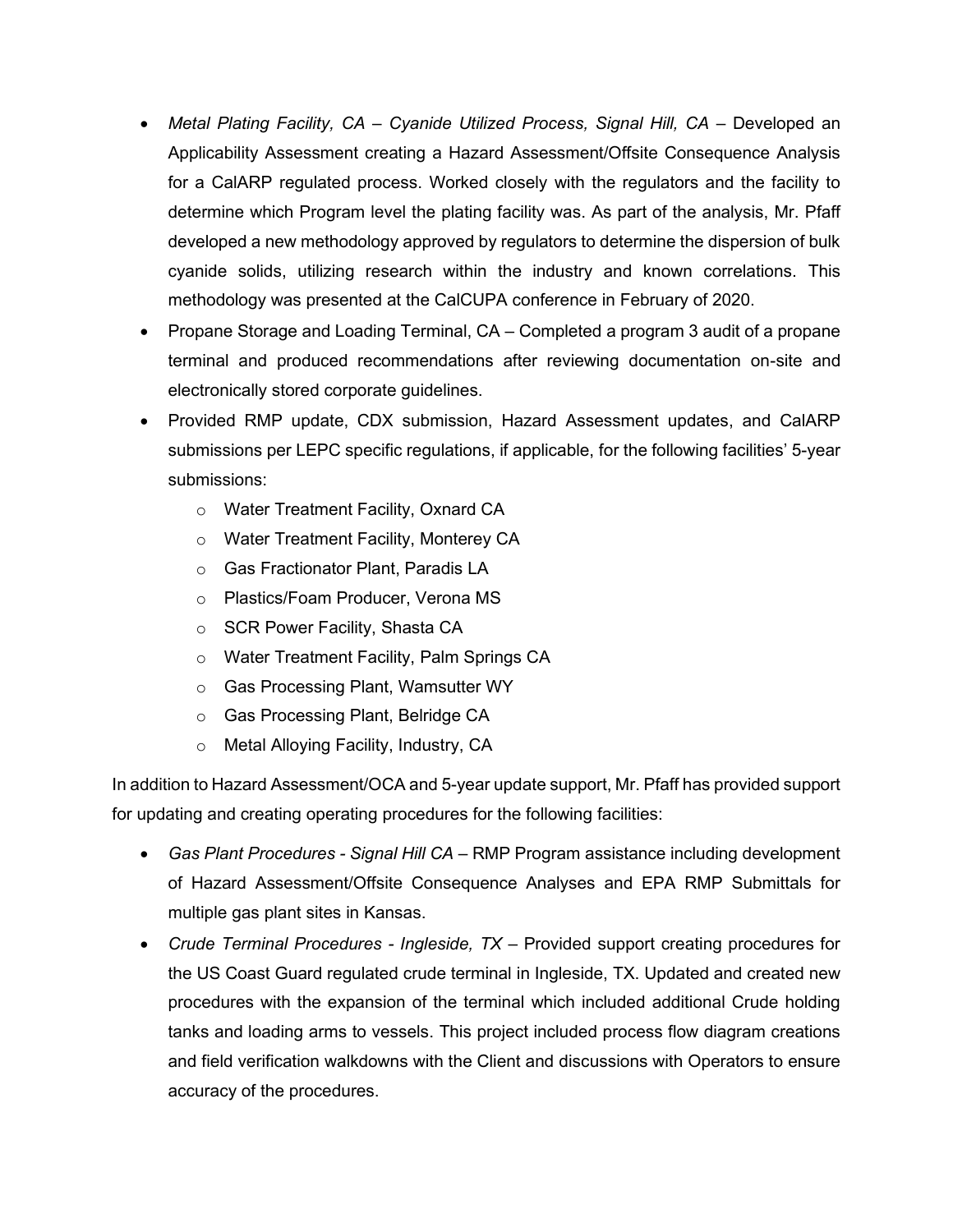- *Metal Plating Facility, CA – Cyanide Utilized Process, Signal Hill, CA* – Developed an Applicability Assessment creating a Hazard Assessment/Offsite Consequence Analysis for a CalARP regulated process. Worked closely with the regulators and the facility to determine which Program level the plating facility was. As part of the analysis, Mr. Pfaff developed a new methodology approved by regulators to determine the dispersion of bulk cyanide solids, utilizing research within the industry and known correlations. This methodology was presented at the CalCUPA conference in February of 2020.
- Propane Storage and Loading Terminal, CA – Completed a program 3 audit of a propane terminal and produced recommendations after reviewing documentation on-site and electronically stored corporate guidelines.
- Provided RMP update, CDX submission, Hazard Assessment updates, and CalARP submissions per LEPC specific regulations, if applicable, for the following facilities' 5-year submissions:
  - Water Treatment Facility, Oxnard CA
  - Water Treatment Facility, Monterey CA
  - Gas Fractionator Plant, Paradis LA
  - Plastics/Foam Producer, Verona MS
  - SCR Power Facility, Shasta CA
  - Water Treatment Facility, Palm Springs CA
  - Gas Processing Plant, Wamsutter WY
  - Gas Processing Plant, Belridge CA
  - Metal Alloying Facility, Industry, CA

In addition to Hazard Assessment/OCA and 5-year update support, Mr. Pfaff has provided support for updating and creating operating procedures for the following facilities:

- *Gas Plant Procedures - Signal Hill CA* – RMP Program assistance including development of Hazard Assessment/Offsite Consequence Analyses and EPA RMP Submittals for multiple gas plant sites in Kansas.
- *Crude Terminal Procedures - Ingleside, TX* – Provided support creating procedures for the US Coast Guard regulated crude terminal in Ingleside, TX. Updated and created new procedures with the expansion of the terminal which included additional Crude holding tanks and loading arms to vessels. This project included process flow diagram creations and field verification walkdowns with the Client and discussions with Operators to ensure accuracy of the procedures.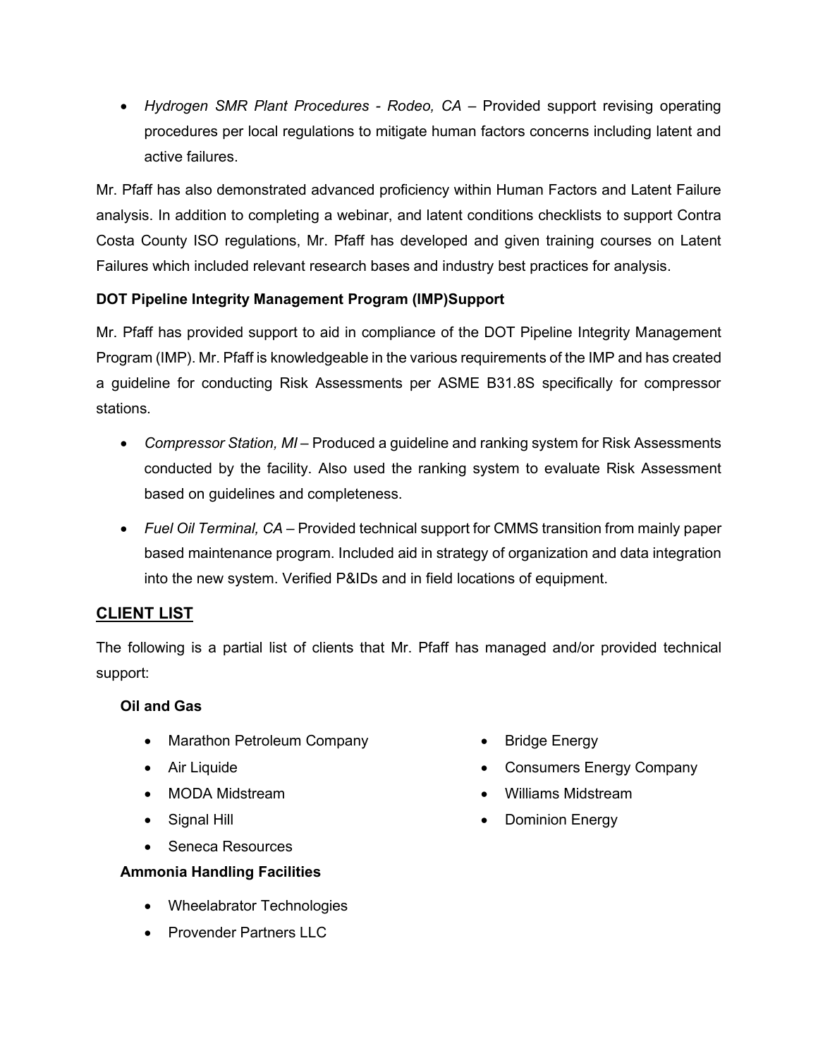- *Hydrogen SMR Plant Procedures - Rodeo, CA* – Provided support revising operating procedures per local regulations to mitigate human factors concerns including latent and active failures.

Mr. Pfaff has also demonstrated advanced proficiency within Human Factors and Latent Failure analysis. In addition to completing a webinar, and latent conditions checklists to support Contra Costa County ISO regulations, Mr. Pfaff has developed and given training courses on Latent Failures which included relevant research bases and industry best practices for analysis.

**DOT Pipeline Integrity Management Program (IMP)Support**

Mr. Pfaff has provided support to aid in compliance of the DOT Pipeline Integrity Management Program (IMP). Mr. Pfaff is knowledgeable in the various requirements of the IMP and has created a guideline for conducting Risk Assessments per ASME B31.8S specifically for compressor stations.

- *Compressor Station, MI* – Produced a guideline and ranking system for Risk Assessments conducted by the facility. Also used the ranking system to evaluate Risk Assessment based on guidelines and completeness.
- *Fuel Oil Terminal, CA* – Provided technical support for CMMS transition from mainly paper based maintenance program. Included aid in strategy of organization and data integration into the new system. Verified P&IDs and in field locations of equipment.

## CLIENT LIST

The following is a partial list of clients that Mr. Pfaff has managed and/or provided technical support:

**Oil and Gas**

- Marathon Petroleum Company
- Air Liquide
- MODA Midstream
- Signal Hill
- Seneca Resources
- Bridge Energy
- Consumers Energy Company
- Williams Midstream
- Dominion Energy

**Ammonia Handling Facilities**

- Wheelabrator Technologies
- Provender Partners LLC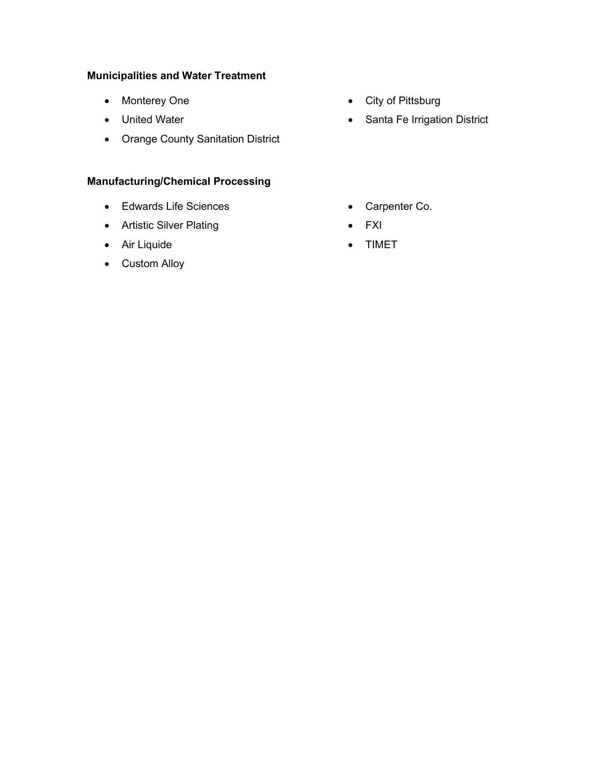**Municipalities and Water Treatment**

- Monterey One
- United Water
- Orange County Sanitation District
- City of Pittsburg
- Santa Fe Irrigation District

**Manufacturing/Chemical Processing**

- Edwards Life Sciences
- Artistic Silver Plating
- Air Liquide
- Custom Alloy
- Carpenter Co.
- FXI
- TIMET